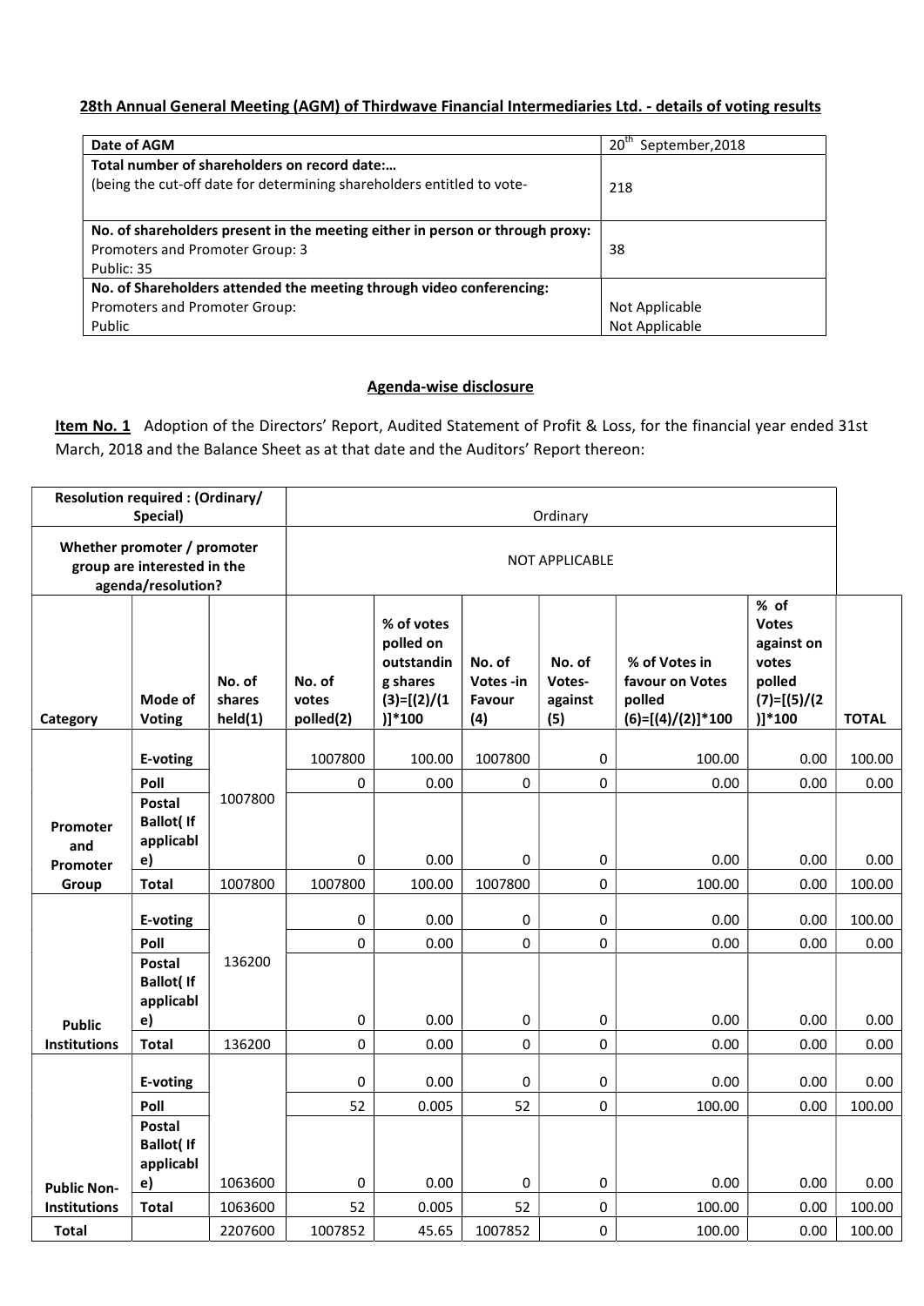## 28th Annual General Meeting (AGM) of Thirdwave Financial Intermediaries Ltd. - details of voting results

| Date of AGM | 20th September,2018 |
|---|---|
| **Total number of shareholders on record date:…** (being the cut-off date for determining shareholders entitled to vote- | 218 |
| **No. of shareholders present in the meeting either in person or through proxy:** Promoters and Promoter Group: 3 Public: 35 | 38 |
| **No. of Shareholders attended the meeting through video conferencing:** Promoters and Promoter Group: Public | Not Applicable Not Applicable |

### Agenda-wise disclosure

**Item No. 1** Adoption of the Directors' Report, Audited Statement of Profit & Loss, for the financial year ended 31st March, 2018 and the Balance Sheet as at that date and the Auditors' Report thereon:

| **Resolution required : (Ordinary/ Special)** | | | Ordinary | | | | | | |
|---|---|---|---|---|---|---|---|---|---|
| **Whether promoter / promoter group are interested in the agenda/resolution?** | | | NOT APPLICABLE | | | | | | |
| **Category** | **Mode of Voting** | **No. of shares held(1)** | **No. of votes polled(2)** | **% of votes polled on outstanding shares (3)=[(2)/(1)]*100** | **No. of Votes -in Favour (4)** | **No. of Votes-against (5)** | **% of Votes in favour on Votes polled (6)=[(4)/(2)]*100** | **% of Votes against on votes polled (7)=[(5)/(2)]*100** | **TOTAL** |
| Promoter and Promoter Group | E-voting | 1007800 | 1007800 | 100.00 | 1007800 | 0 | 100.00 | 0.00 | 100.00 |
| | Poll | | 0 | 0.00 | 0 | 0 | 0.00 | 0.00 | 0.00 |
| | Postal Ballot( If applicable) | | 0 | 0.00 | 0 | 0 | 0.00 | 0.00 | 0.00 |
| | **Total** | 1007800 | 1007800 | 100.00 | 1007800 | 0 | 100.00 | 0.00 | 100.00 |
| Public Institutions | E-voting | 136200 | 0 | 0.00 | 0 | 0 | 0.00 | 0.00 | 100.00 |
| | Poll | | 0 | 0.00 | 0 | 0 | 0.00 | 0.00 | 0.00 |
| | Postal Ballot( If applicable) | | 0 | 0.00 | 0 | 0 | 0.00 | 0.00 | 0.00 |
| | **Total** | 136200 | 0 | 0.00 | 0 | 0 | 0.00 | 0.00 | 0.00 |
| Public Non-Institutions | E-voting | | 0 | 0.00 | 0 | 0 | 0.00 | 0.00 | 0.00 |
| | Poll | | 52 | 0.005 | 52 | 0 | 100.00 | 0.00 | 100.00 |
| | Postal Ballot( If applicable) | 1063600 | 0 | 0.00 | 0 | 0 | 0.00 | 0.00 | 0.00 |
| | **Total** | 1063600 | 52 | 0.005 | 52 | 0 | 100.00 | 0.00 | 100.00 |
| **Total** | | 2207600 | 1007852 | 45.65 | 1007852 | 0 | 100.00 | 0.00 | 100.00 |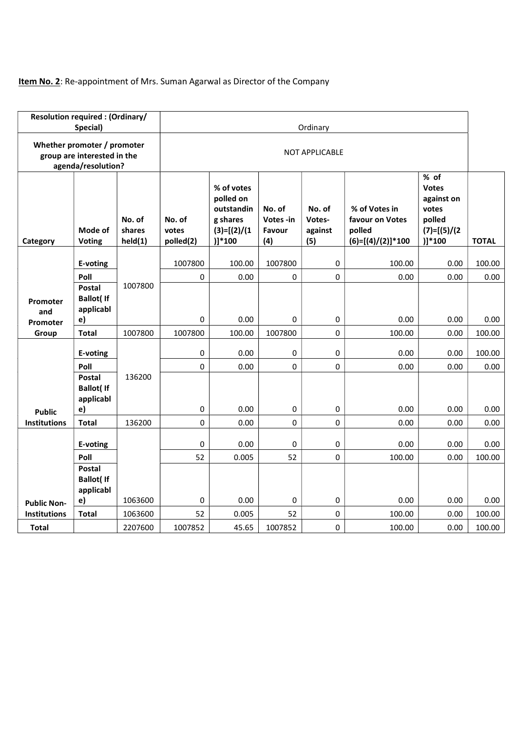**Item No. 2**: Re-appointment of Mrs. Suman Agarwal as Director of the Company

| Resolution required : (Ordinary/ Special) | | Ordinary | | | | | | | |
|---|---|---|---|---|---|---|---|---|---|
| Whether promoter / promoter group are interested in the agenda/resolution? | | NOT APPLICABLE | | | | | | | |
| Category | Mode of Voting | No. of shares held(1) | No. of votes polled(2) | % of votes polled on outstanding shares (3)=[(2)/(1)]*100 | No. of Votes -in Favour (4) | No. of Votes- against (5) | % of Votes in favour on Votes polled (6)=[(4)/(2)]*100 | % of Votes against on votes polled (7)=[(5)/(2)]*100 | TOTAL |
| Promoter and Promoter Group | E-voting | 1007800 | 1007800 | 100.00 | 1007800 | 0 | 100.00 | 0.00 | 100.00 |
| | Poll | | 0 | 0.00 | 0 | 0 | 0.00 | 0.00 | 0.00 |
| | Postal Ballot( If applicable) | | 0 | 0.00 | 0 | 0 | 0.00 | 0.00 | 0.00 |
| | Total | 1007800 | 1007800 | 100.00 | 1007800 | 0 | 100.00 | 0.00 | 100.00 |
| Public Institutions | E-voting | 136200 | 0 | 0.00 | 0 | 0 | 0.00 | 0.00 | 100.00 |
| | Poll | | 0 | 0.00 | 0 | 0 | 0.00 | 0.00 | 0.00 |
| | Postal Ballot( If applicable) | | 0 | 0.00 | 0 | 0 | 0.00 | 0.00 | 0.00 |
| | Total | 136200 | 0 | 0.00 | 0 | 0 | 0.00 | 0.00 | 0.00 |
| Public Non-Institutions | E-voting | 1063600 | 0 | 0.00 | 0 | 0 | 0.00 | 0.00 | 0.00 |
| | Poll | | 52 | 0.005 | 52 | 0 | 100.00 | 0.00 | 100.00 |
| | Postal Ballot( If applicable) | | 0 | 0.00 | 0 | 0 | 0.00 | 0.00 | 0.00 |
| | Total | 1063600 | 52 | 0.005 | 52 | 0 | 100.00 | 0.00 | 100.00 |
| Total | | 2207600 | 1007852 | 45.65 | 1007852 | 0 | 100.00 | 0.00 | 100.00 |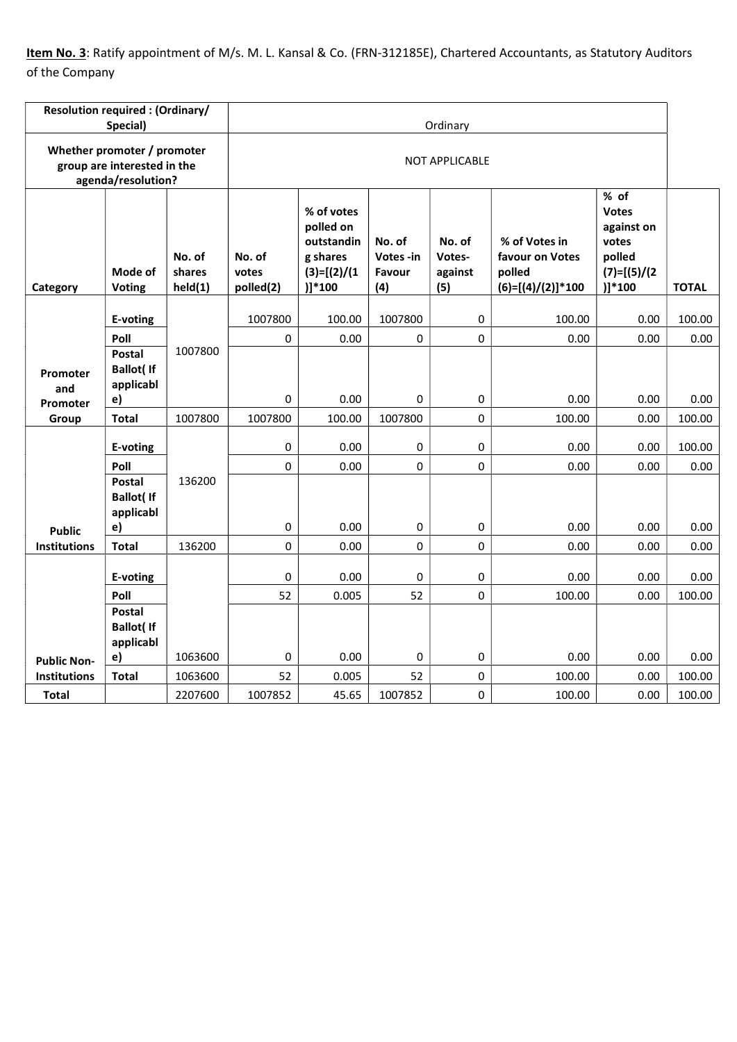**Item No. 3**: Ratify appointment of M/s. M. L. Kansal & Co. (FRN-312185E), Chartered Accountants, as Statutory Auditors of the Company

| Resolution required : (Ordinary/ Special) | | Ordinary | | | | | | | |
|---|---|---|---|---|---|---|---|---|---|
| Whether promoter / promoter group are interested in the agenda/resolution? | | NOT APPLICABLE | | | | | | | |
| **Category** | **Mode of Voting** | **No. of shares held(1)** | **No. of votes polled(2)** | **% of votes polled on outstanding shares (3)=[(2)/(1)]*100** | **No. of Votes -in Favour (4)** | **No. of Votes-against (5)** | **% of Votes in favour on Votes polled (6)=[(4)/(2)]*100** | **% of Votes against on votes polled (7)=[(5)/(2)]*100** | **TOTAL** |
| **Promoter and Promoter Group** | **E-voting** | 1007800 | 1007800 | 100.00 | 1007800 | 0 | 100.00 | 0.00 | 100.00 |
| | **Poll** | | 0 | 0.00 | 0 | 0 | 0.00 | 0.00 | 0.00 |
| | **Postal Ballot( If applicable)** | | 0 | 0.00 | 0 | 0 | 0.00 | 0.00 | 0.00 |
| | **Total** | 1007800 | 1007800 | 100.00 | 1007800 | 0 | 100.00 | 0.00 | 100.00 |
| **Public Institutions** | **E-voting** | 136200 | 0 | 0.00 | 0 | 0 | 0.00 | 0.00 | 100.00 |
| | **Poll** | | 0 | 0.00 | 0 | 0 | 0.00 | 0.00 | 0.00 |
| | **Postal Ballot( If applicable)** | | 0 | 0.00 | 0 | 0 | 0.00 | 0.00 | 0.00 |
| | **Total** | 136200 | 0 | 0.00 | 0 | 0 | 0.00 | 0.00 | 0.00 |
| **Public Non-Institutions** | **E-voting** | 1063600 | 0 | 0.00 | 0 | 0 | 0.00 | 0.00 | 0.00 |
| | **Poll** | | 52 | 0.005 | 52 | 0 | 100.00 | 0.00 | 100.00 |
| | **Postal Ballot( If applicable)** | | 0 | 0.00 | 0 | 0 | 0.00 | 0.00 | 0.00 |
| | **Total** | 1063600 | 52 | 0.005 | 52 | 0 | 100.00 | 0.00 | 100.00 |
| **Total** | | 2207600 | 1007852 | 45.65 | 1007852 | 0 | 100.00 | 0.00 | 100.00 |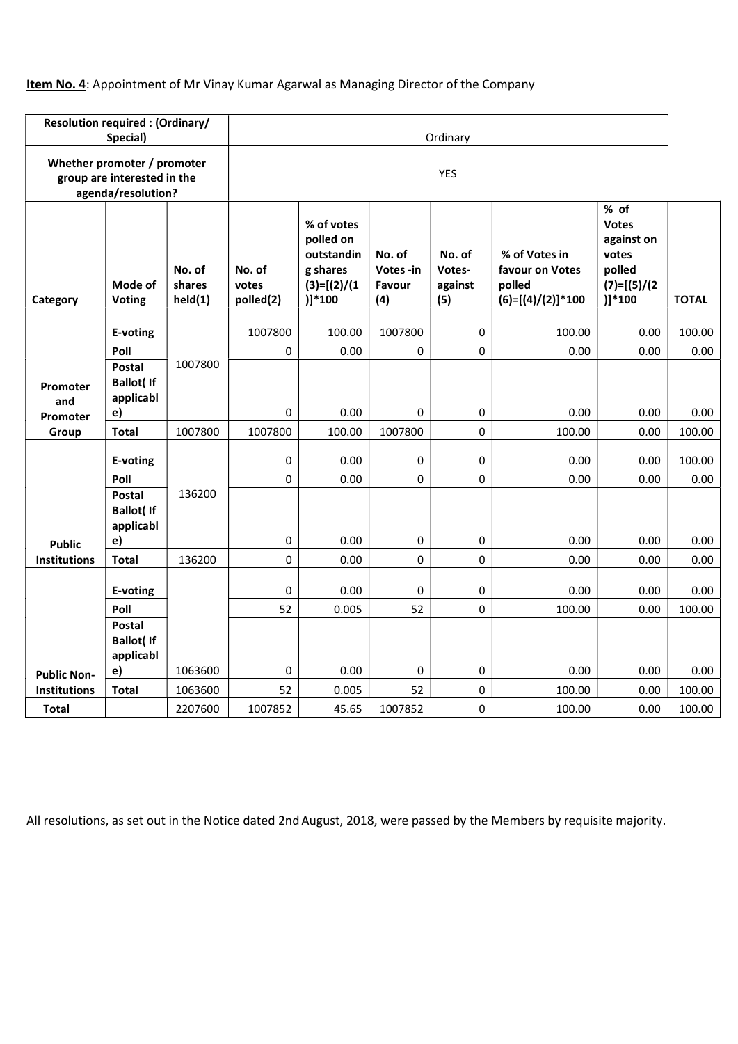**Item No. 4**: Appointment of Mr Vinay Kumar Agarwal as Managing Director of the Company

| Resolution required : (Ordinary/ Special) | | Ordinary | | | | | | | |
|---|---|---|---|---|---|---|---|---|---|
| Whether promoter / promoter group are interested in the agenda/resolution? | | YES | | | | | | | |
| Category | Mode of Voting | No. of shares held(1) | No. of votes polled(2) | % of votes polled on outstanding shares (3)=[(2)/(1)]*100 | No. of Votes -in Favour (4) | No. of Votes- against (5) | % of Votes in favour on Votes polled (6)=[(4)/(2)]*100 | % of Votes against on votes polled (7)=[(5)/(2)]*100 | TOTAL |
| Promoter and Promoter Group | E-voting | 1007800 | 1007800 | 100.00 | 1007800 | 0 | 100.00 | 0.00 | 100.00 |
| | Poll | | 0 | 0.00 | 0 | 0 | 0.00 | 0.00 | 0.00 |
| | Postal Ballot( If applicable) | | 0 | 0.00 | 0 | 0 | 0.00 | 0.00 | 0.00 |
| | Total | 1007800 | 1007800 | 100.00 | 1007800 | 0 | 100.00 | 0.00 | 100.00 |
| Public Institutions | E-voting | 136200 | 0 | 0.00 | 0 | 0 | 0.00 | 0.00 | 100.00 |
| | Poll | | 0 | 0.00 | 0 | 0 | 0.00 | 0.00 | 0.00 |
| | Postal Ballot( If applicable) | | 0 | 0.00 | 0 | 0 | 0.00 | 0.00 | 0.00 |
| | Total | 136200 | 0 | 0.00 | 0 | 0 | 0.00 | 0.00 | 0.00 |
| Public Non-Institutions | E-voting | 1063600 | 0 | 0.00 | 0 | 0 | 0.00 | 0.00 | 0.00 |
| | Poll | | 52 | 0.005 | 52 | 0 | 100.00 | 0.00 | 100.00 |
| | Postal Ballot( If applicable) | | 0 | 0.00 | 0 | 0 | 0.00 | 0.00 | 0.00 |
| | Total | 1063600 | 52 | 0.005 | 52 | 0 | 100.00 | 0.00 | 100.00 |
| Total | | 2207600 | 1007852 | 45.65 | 1007852 | 0 | 100.00 | 0.00 | 100.00 |

All resolutions, as set out in the Notice dated 2nd August, 2018, were passed by the Members by requisite majority.